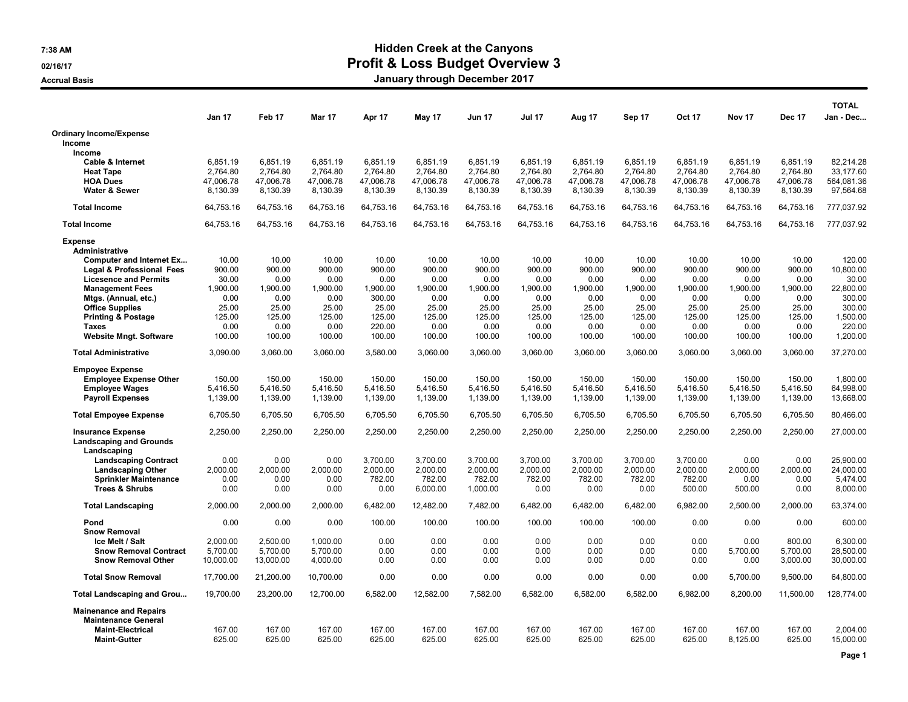**7:38 AM**
**02/16/17**
**Accrual Basis**

# Hidden Creek at the Canyons
## Profit & Loss Budget Overview 3
### January through December 2017

| | Jan 17 | Feb 17 | Mar 17 | Apr 17 | May 17 | Jun 17 | Jul 17 | Aug 17 | Sep 17 | Oct 17 | Nov 17 | Dec 17 | TOTAL Jan - Dec... |
|---|---|---|---|---|---|---|---|---|---|---|---|---|---|
| **Ordinary Income/Expense** | | | | | | | | | | | | | |
| **Income** | | | | | | | | | | | | | |
| **Income** | | | | | | | | | | | | | |
| **Cable & Internet** | 6,851.19 | 6,851.19 | 6,851.19 | 6,851.19 | 6,851.19 | 6,851.19 | 6,851.19 | 6,851.19 | 6,851.19 | 6,851.19 | 6,851.19 | 6,851.19 | 82,214.28 |
| **Heat Tape** | 2,764.80 | 2,764.80 | 2,764.80 | 2,764.80 | 2,764.80 | 2,764.80 | 2,764.80 | 2,764.80 | 2,764.80 | 2,764.80 | 2,764.80 | 2,764.80 | 33,177.60 |
| **HOA Dues** | 47,006.78 | 47,006.78 | 47,006.78 | 47,006.78 | 47,006.78 | 47,006.78 | 47,006.78 | 47,006.78 | 47,006.78 | 47,006.78 | 47,006.78 | 47,006.78 | 564,081.36 |
| **Water & Sewer** | 8,130.39 | 8,130.39 | 8,130.39 | 8,130.39 | 8,130.39 | 8,130.39 | 8,130.39 | 8,130.39 | 8,130.39 | 8,130.39 | 8,130.39 | 8,130.39 | 97,564.68 |
| **Total Income** | 64,753.16 | 64,753.16 | 64,753.16 | 64,753.16 | 64,753.16 | 64,753.16 | 64,753.16 | 64,753.16 | 64,753.16 | 64,753.16 | 64,753.16 | 64,753.16 | 777,037.92 |
| **Total Income** | 64,753.16 | 64,753.16 | 64,753.16 | 64,753.16 | 64,753.16 | 64,753.16 | 64,753.16 | 64,753.16 | 64,753.16 | 64,753.16 | 64,753.16 | 64,753.16 | 777,037.92 |
| **Expense** | | | | | | | | | | | | | |
| **Administrative** | | | | | | | | | | | | | |
| **Computer and Internet Ex...** | 10.00 | 10.00 | 10.00 | 10.00 | 10.00 | 10.00 | 10.00 | 10.00 | 10.00 | 10.00 | 10.00 | 10.00 | 120.00 |
| **Legal & Professional Fees** | 900.00 | 900.00 | 900.00 | 900.00 | 900.00 | 900.00 | 900.00 | 900.00 | 900.00 | 900.00 | 900.00 | 900.00 | 10,800.00 |
| **Licesence and Permits** | 30.00 | 0.00 | 0.00 | 0.00 | 0.00 | 0.00 | 0.00 | 0.00 | 0.00 | 0.00 | 0.00 | 0.00 | 30.00 |
| **Management Fees** | 1,900.00 | 1,900.00 | 1,900.00 | 1,900.00 | 1,900.00 | 1,900.00 | 1,900.00 | 1,900.00 | 1,900.00 | 1,900.00 | 1,900.00 | 1,900.00 | 22,800.00 |
| **Mtgs. (Annual, etc.)** | 0.00 | 0.00 | 0.00 | 300.00 | 0.00 | 0.00 | 0.00 | 0.00 | 0.00 | 0.00 | 0.00 | 0.00 | 300.00 |
| **Office Supplies** | 25.00 | 25.00 | 25.00 | 25.00 | 25.00 | 25.00 | 25.00 | 25.00 | 25.00 | 25.00 | 25.00 | 25.00 | 300.00 |
| **Printing & Postage** | 125.00 | 125.00 | 125.00 | 125.00 | 125.00 | 125.00 | 125.00 | 125.00 | 125.00 | 125.00 | 125.00 | 125.00 | 1,500.00 |
| **Taxes** | 0.00 | 0.00 | 0.00 | 220.00 | 0.00 | 0.00 | 0.00 | 0.00 | 0.00 | 0.00 | 0.00 | 0.00 | 220.00 |
| **Website Mngt. Software** | 100.00 | 100.00 | 100.00 | 100.00 | 100.00 | 100.00 | 100.00 | 100.00 | 100.00 | 100.00 | 100.00 | 100.00 | 1,200.00 |
| **Total Administrative** | 3,090.00 | 3,060.00 | 3,060.00 | 3,580.00 | 3,060.00 | 3,060.00 | 3,060.00 | 3,060.00 | 3,060.00 | 3,060.00 | 3,060.00 | 3,060.00 | 37,270.00 |
| **Empoyee Expense** | | | | | | | | | | | | | |
| **Employee Expense Other** | 150.00 | 150.00 | 150.00 | 150.00 | 150.00 | 150.00 | 150.00 | 150.00 | 150.00 | 150.00 | 150.00 | 150.00 | 1,800.00 |
| **Employee Wages** | 5,416.50 | 5,416.50 | 5,416.50 | 5,416.50 | 5,416.50 | 5,416.50 | 5,416.50 | 5,416.50 | 5,416.50 | 5,416.50 | 5,416.50 | 5,416.50 | 64,998.00 |
| **Payroll Expenses** | 1,139.00 | 1,139.00 | 1,139.00 | 1,139.00 | 1,139.00 | 1,139.00 | 1,139.00 | 1,139.00 | 1,139.00 | 1,139.00 | 1,139.00 | 1,139.00 | 13,668.00 |
| **Total Empoyee Expense** | 6,705.50 | 6,705.50 | 6,705.50 | 6,705.50 | 6,705.50 | 6,705.50 | 6,705.50 | 6,705.50 | 6,705.50 | 6,705.50 | 6,705.50 | 6,705.50 | 80,466.00 |
| **Insurance Expense** | 2,250.00 | 2,250.00 | 2,250.00 | 2,250.00 | 2,250.00 | 2,250.00 | 2,250.00 | 2,250.00 | 2,250.00 | 2,250.00 | 2,250.00 | 2,250.00 | 27,000.00 |
| **Landscaping and Grounds** | | | | | | | | | | | | | |
| **Landscaping** | | | | | | | | | | | | | |
| **Landscaping Contract** | 0.00 | 0.00 | 0.00 | 3,700.00 | 3,700.00 | 3,700.00 | 3,700.00 | 3,700.00 | 3,700.00 | 3,700.00 | 0.00 | 0.00 | 25,900.00 |
| **Landscaping Other** | 2,000.00 | 2,000.00 | 2,000.00 | 2,000.00 | 2,000.00 | 2,000.00 | 2,000.00 | 2,000.00 | 2,000.00 | 2,000.00 | 2,000.00 | 2,000.00 | 24,000.00 |
| **Sprinkler Maintenance** | 0.00 | 0.00 | 0.00 | 782.00 | 782.00 | 782.00 | 782.00 | 782.00 | 782.00 | 782.00 | 0.00 | 0.00 | 5,474.00 |
| **Trees & Shrubs** | 0.00 | 0.00 | 0.00 | 0.00 | 6,000.00 | 1,000.00 | 0.00 | 0.00 | 0.00 | 500.00 | 500.00 | 0.00 | 8,000.00 |
| **Total Landscaping** | 2,000.00 | 2,000.00 | 2,000.00 | 6,482.00 | 12,482.00 | 7,482.00 | 6,482.00 | 6,482.00 | 6,482.00 | 6,982.00 | 2,500.00 | 2,000.00 | 63,374.00 |
| **Pond** | 0.00 | 0.00 | 0.00 | 100.00 | 100.00 | 100.00 | 100.00 | 100.00 | 100.00 | 0.00 | 0.00 | 0.00 | 600.00 |
| **Snow Removal** | | | | | | | | | | | | | |
| **Ice Melt / Salt** | 2,000.00 | 2,500.00 | 1,000.00 | 0.00 | 0.00 | 0.00 | 0.00 | 0.00 | 0.00 | 0.00 | 0.00 | 800.00 | 6,300.00 |
| **Snow Removal Contract** | 5,700.00 | 5,700.00 | 5,700.00 | 0.00 | 0.00 | 0.00 | 0.00 | 0.00 | 0.00 | 0.00 | 5,700.00 | 5,700.00 | 28,500.00 |
| **Snow Removal Other** | 10,000.00 | 13,000.00 | 4,000.00 | 0.00 | 0.00 | 0.00 | 0.00 | 0.00 | 0.00 | 0.00 | 0.00 | 3,000.00 | 30,000.00 |
| **Total Snow Removal** | 17,700.00 | 21,200.00 | 10,700.00 | 0.00 | 0.00 | 0.00 | 0.00 | 0.00 | 0.00 | 0.00 | 5,700.00 | 9,500.00 | 64,800.00 |
| **Total Landscaping and Grou...** | 19,700.00 | 23,200.00 | 12,700.00 | 6,582.00 | 12,582.00 | 7,582.00 | 6,582.00 | 6,582.00 | 6,582.00 | 6,982.00 | 8,200.00 | 11,500.00 | 128,774.00 |
| **Mainenance and Repairs** | | | | | | | | | | | | | |
| **Maintenance General** | | | | | | | | | | | | | |
| **Maint-Electrical** | 167.00 | 167.00 | 167.00 | 167.00 | 167.00 | 167.00 | 167.00 | 167.00 | 167.00 | 167.00 | 167.00 | 167.00 | 2,004.00 |
| **Maint-Gutter** | 625.00 | 625.00 | 625.00 | 625.00 | 625.00 | 625.00 | 625.00 | 625.00 | 625.00 | 625.00 | 8,125.00 | 625.00 | 15,000.00 |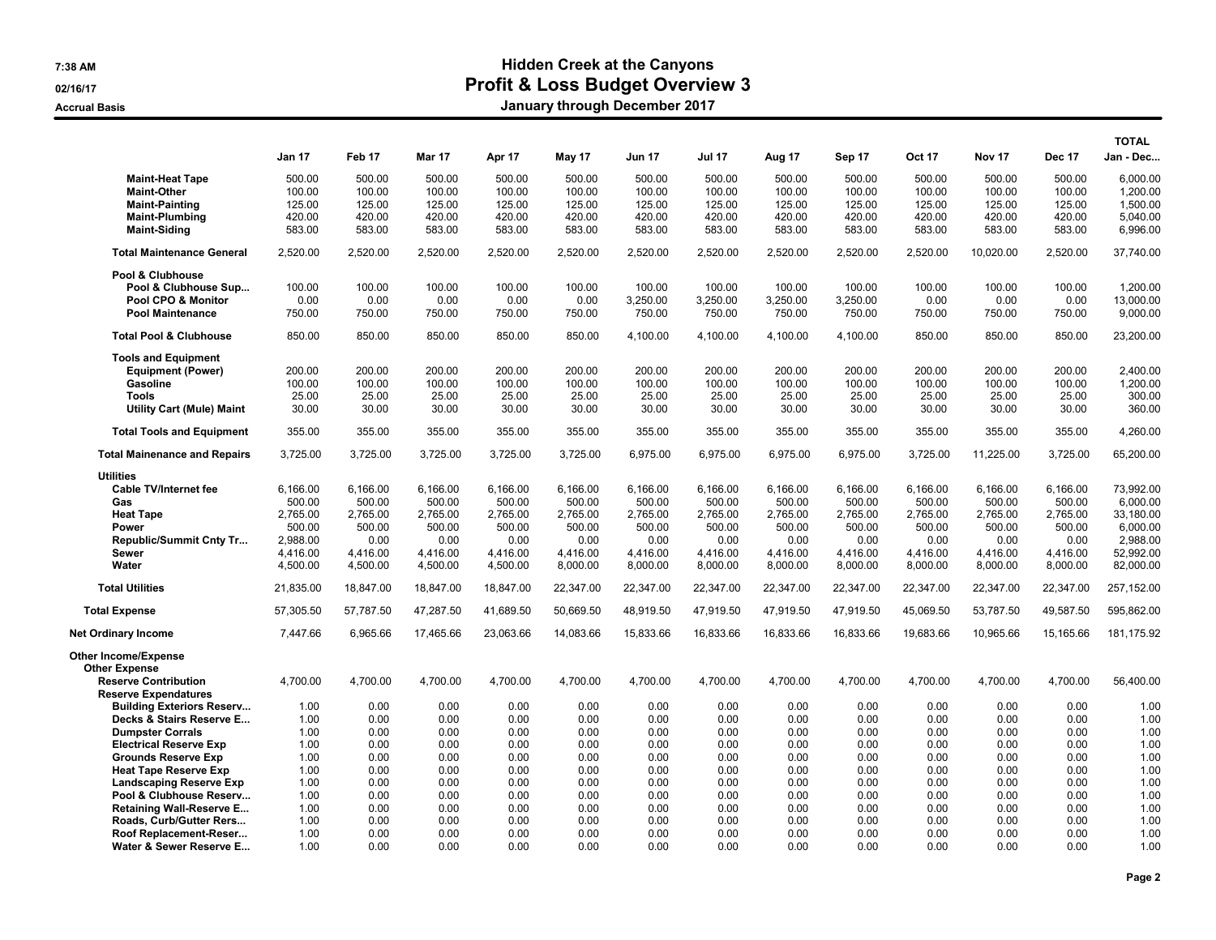# Hidden Creek at the Canyons
## Profit & Loss Budget Overview 3
### January through December 2017

7:38 AM
02/16/17
Accrual Basis

| | Jan 17 | Feb 17 | Mar 17 | Apr 17 | May 17 | Jun 17 | Jul 17 | Aug 17 | Sep 17 | Oct 17 | Nov 17 | Dec 17 | TOTAL Jan - Dec... |
|---|---|---|---|---|---|---|---|---|---|---|---|---|---|
| Maint-Heat Tape | 500.00 | 500.00 | 500.00 | 500.00 | 500.00 | 500.00 | 500.00 | 500.00 | 500.00 | 500.00 | 500.00 | 500.00 | 6,000.00 |
| Maint-Other | 100.00 | 100.00 | 100.00 | 100.00 | 100.00 | 100.00 | 100.00 | 100.00 | 100.00 | 100.00 | 100.00 | 100.00 | 1,200.00 |
| Maint-Painting | 125.00 | 125.00 | 125.00 | 125.00 | 125.00 | 125.00 | 125.00 | 125.00 | 125.00 | 125.00 | 125.00 | 125.00 | 1,500.00 |
| Maint-Plumbing | 420.00 | 420.00 | 420.00 | 420.00 | 420.00 | 420.00 | 420.00 | 420.00 | 420.00 | 420.00 | 420.00 | 420.00 | 5,040.00 |
| Maint-Siding | 583.00 | 583.00 | 583.00 | 583.00 | 583.00 | 583.00 | 583.00 | 583.00 | 583.00 | 583.00 | 583.00 | 583.00 | 6,996.00 |
| Total Maintenance General | 2,520.00 | 2,520.00 | 2,520.00 | 2,520.00 | 2,520.00 | 2,520.00 | 2,520.00 | 2,520.00 | 2,520.00 | 2,520.00 | 10,020.00 | 2,520.00 | 37,740.00 |
| Pool & Clubhouse | | | | | | | | | | | | | |
| Pool & Clubhouse Sup... | 100.00 | 100.00 | 100.00 | 100.00 | 100.00 | 100.00 | 100.00 | 100.00 | 100.00 | 100.00 | 100.00 | 100.00 | 1,200.00 |
| Pool CPO & Monitor | 0.00 | 0.00 | 0.00 | 0.00 | 0.00 | 3,250.00 | 3,250.00 | 3,250.00 | 3,250.00 | 0.00 | 0.00 | 0.00 | 13,000.00 |
| Pool Maintenance | 750.00 | 750.00 | 750.00 | 750.00 | 750.00 | 750.00 | 750.00 | 750.00 | 750.00 | 750.00 | 750.00 | 750.00 | 9,000.00 |
| Total Pool & Clubhouse | 850.00 | 850.00 | 850.00 | 850.00 | 850.00 | 4,100.00 | 4,100.00 | 4,100.00 | 4,100.00 | 850.00 | 850.00 | 850.00 | 23,200.00 |
| Tools and Equipment | | | | | | | | | | | | | |
| Equipment (Power) | 200.00 | 200.00 | 200.00 | 200.00 | 200.00 | 200.00 | 200.00 | 200.00 | 200.00 | 200.00 | 200.00 | 200.00 | 2,400.00 |
| Gasoline | 100.00 | 100.00 | 100.00 | 100.00 | 100.00 | 100.00 | 100.00 | 100.00 | 100.00 | 100.00 | 100.00 | 100.00 | 1,200.00 |
| Tools | 25.00 | 25.00 | 25.00 | 25.00 | 25.00 | 25.00 | 25.00 | 25.00 | 25.00 | 25.00 | 25.00 | 25.00 | 300.00 |
| Utility Cart (Mule) Maint | 30.00 | 30.00 | 30.00 | 30.00 | 30.00 | 30.00 | 30.00 | 30.00 | 30.00 | 30.00 | 30.00 | 30.00 | 360.00 |
| Total Tools and Equipment | 355.00 | 355.00 | 355.00 | 355.00 | 355.00 | 355.00 | 355.00 | 355.00 | 355.00 | 355.00 | 355.00 | 355.00 | 4,260.00 |
| Total Mainenance and Repairs | 3,725.00 | 3,725.00 | 3,725.00 | 3,725.00 | 3,725.00 | 6,975.00 | 6,975.00 | 6,975.00 | 6,975.00 | 3,725.00 | 11,225.00 | 3,725.00 | 65,200.00 |
| Utilities | | | | | | | | | | | | | |
| Cable TV/Internet fee | 6,166.00 | 6,166.00 | 6,166.00 | 6,166.00 | 6,166.00 | 6,166.00 | 6,166.00 | 6,166.00 | 6,166.00 | 6,166.00 | 6,166.00 | 6,166.00 | 73,992.00 |
| Gas | 500.00 | 500.00 | 500.00 | 500.00 | 500.00 | 500.00 | 500.00 | 500.00 | 500.00 | 500.00 | 500.00 | 500.00 | 6,000.00 |
| Heat Tape | 2,765.00 | 2,765.00 | 2,765.00 | 2,765.00 | 2,765.00 | 2,765.00 | 2,765.00 | 2,765.00 | 2,765.00 | 2,765.00 | 2,765.00 | 2,765.00 | 33,180.00 |
| Power | 500.00 | 500.00 | 500.00 | 500.00 | 500.00 | 500.00 | 500.00 | 500.00 | 500.00 | 500.00 | 500.00 | 500.00 | 6,000.00 |
| Republic/Summit Cnty Tr... | 2,988.00 | 0.00 | 0.00 | 0.00 | 0.00 | 0.00 | 0.00 | 0.00 | 0.00 | 0.00 | 0.00 | 0.00 | 2,988.00 |
| Sewer | 4,416.00 | 4,416.00 | 4,416.00 | 4,416.00 | 4,416.00 | 4,416.00 | 4,416.00 | 4,416.00 | 4,416.00 | 4,416.00 | 4,416.00 | 4,416.00 | 52,992.00 |
| Water | 4,500.00 | 4,500.00 | 4,500.00 | 4,500.00 | 8,000.00 | 8,000.00 | 8,000.00 | 8,000.00 | 8,000.00 | 8,000.00 | 8,000.00 | 8,000.00 | 82,000.00 |
| Total Utilities | 21,835.00 | 18,847.00 | 18,847.00 | 18,847.00 | 22,347.00 | 22,347.00 | 22,347.00 | 22,347.00 | 22,347.00 | 22,347.00 | 22,347.00 | 22,347.00 | 257,152.00 |
| Total Expense | 57,305.50 | 57,787.50 | 47,287.50 | 41,689.50 | 50,669.50 | 48,919.50 | 47,919.50 | 47,919.50 | 47,919.50 | 45,069.50 | 53,787.50 | 49,587.50 | 595,862.00 |
| Net Ordinary Income | 7,447.66 | 6,965.66 | 17,465.66 | 23,063.66 | 14,083.66 | 15,833.66 | 16,833.66 | 16,833.66 | 16,833.66 | 19,683.66 | 10,965.66 | 15,165.66 | 181,175.92 |
| Other Income/Expense | | | | | | | | | | | | | |
| Other Expense | | | | | | | | | | | | | |
| Reserve Contribution | 4,700.00 | 4,700.00 | 4,700.00 | 4,700.00 | 4,700.00 | 4,700.00 | 4,700.00 | 4,700.00 | 4,700.00 | 4,700.00 | 4,700.00 | 4,700.00 | 56,400.00 |
| Reserve Expendatures | | | | | | | | | | | | | |
| Building Exteriors Reserv... | 1.00 | 0.00 | 0.00 | 0.00 | 0.00 | 0.00 | 0.00 | 0.00 | 0.00 | 0.00 | 0.00 | 0.00 | 1.00 |
| Decks & Stairs Reserve E... | 1.00 | 0.00 | 0.00 | 0.00 | 0.00 | 0.00 | 0.00 | 0.00 | 0.00 | 0.00 | 0.00 | 0.00 | 1.00 |
| Dumpster Corrals | 1.00 | 0.00 | 0.00 | 0.00 | 0.00 | 0.00 | 0.00 | 0.00 | 0.00 | 0.00 | 0.00 | 0.00 | 1.00 |
| Electrical Reserve Exp | 1.00 | 0.00 | 0.00 | 0.00 | 0.00 | 0.00 | 0.00 | 0.00 | 0.00 | 0.00 | 0.00 | 0.00 | 1.00 |
| Grounds Reserve Exp | 1.00 | 0.00 | 0.00 | 0.00 | 0.00 | 0.00 | 0.00 | 0.00 | 0.00 | 0.00 | 0.00 | 0.00 | 1.00 |
| Heat Tape Reserve Exp | 1.00 | 0.00 | 0.00 | 0.00 | 0.00 | 0.00 | 0.00 | 0.00 | 0.00 | 0.00 | 0.00 | 0.00 | 1.00 |
| Landscaping Reserve Exp | 1.00 | 0.00 | 0.00 | 0.00 | 0.00 | 0.00 | 0.00 | 0.00 | 0.00 | 0.00 | 0.00 | 0.00 | 1.00 |
| Pool & Clubhouse Reserv... | 1.00 | 0.00 | 0.00 | 0.00 | 0.00 | 0.00 | 0.00 | 0.00 | 0.00 | 0.00 | 0.00 | 0.00 | 1.00 |
| Retaining Wall-Reserve E... | 1.00 | 0.00 | 0.00 | 0.00 | 0.00 | 0.00 | 0.00 | 0.00 | 0.00 | 0.00 | 0.00 | 0.00 | 1.00 |
| Roads, Curb/Gutter Rers... | 1.00 | 0.00 | 0.00 | 0.00 | 0.00 | 0.00 | 0.00 | 0.00 | 0.00 | 0.00 | 0.00 | 0.00 | 1.00 |
| Roof Replacement-Reser... | 1.00 | 0.00 | 0.00 | 0.00 | 0.00 | 0.00 | 0.00 | 0.00 | 0.00 | 0.00 | 0.00 | 0.00 | 1.00 |
| Water & Sewer Reserve E... | 1.00 | 0.00 | 0.00 | 0.00 | 0.00 | 0.00 | 0.00 | 0.00 | 0.00 | 0.00 | 0.00 | 0.00 | 1.00 |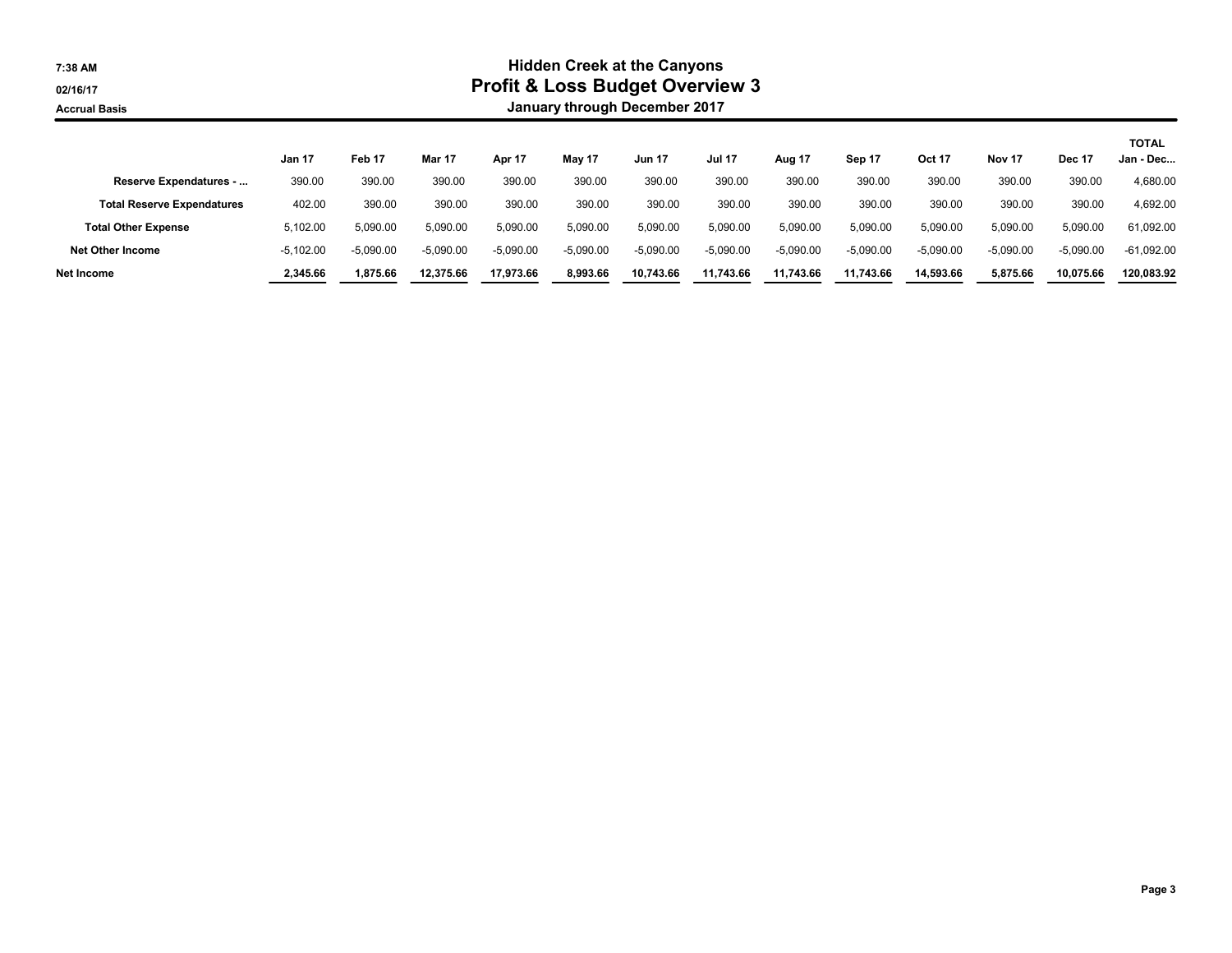# Hidden Creek at the Canyons

## Profit & Loss Budget Overview 3

### January through December 2017

7:38 AM
02/16/17
Accrual Basis

| | Jan 17 | Feb 17 | Mar 17 | Apr 17 | May 17 | Jun 17 | Jul 17 | Aug 17 | Sep 17 | Oct 17 | Nov 17 | Dec 17 | TOTAL Jan - Dec... |
|---|---|---|---|---|---|---|---|---|---|---|---|---|---|
| **Reserve Expendatures - ...** | 390.00 | 390.00 | 390.00 | 390.00 | 390.00 | 390.00 | 390.00 | 390.00 | 390.00 | 390.00 | 390.00 | 390.00 | 4,680.00 |
| **Total Reserve Expendatures** | 402.00 | 390.00 | 390.00 | 390.00 | 390.00 | 390.00 | 390.00 | 390.00 | 390.00 | 390.00 | 390.00 | 390.00 | 4,692.00 |
| **Total Other Expense** | 5,102.00 | 5,090.00 | 5,090.00 | 5,090.00 | 5,090.00 | 5,090.00 | 5,090.00 | 5,090.00 | 5,090.00 | 5,090.00 | 5,090.00 | 5,090.00 | 61,092.00 |
| **Net Other Income** | -5,102.00 | -5,090.00 | -5,090.00 | -5,090.00 | -5,090.00 | -5,090.00 | -5,090.00 | -5,090.00 | -5,090.00 | -5,090.00 | -5,090.00 | -5,090.00 | -61,092.00 |
| **Net Income** | **2,345.66** | **1,875.66** | **12,375.66** | **17,973.66** | **8,993.66** | **10,743.66** | **11,743.66** | **11,743.66** | **11,743.66** | **14,593.66** | **5,875.66** | **10,075.66** | **120,083.92** |